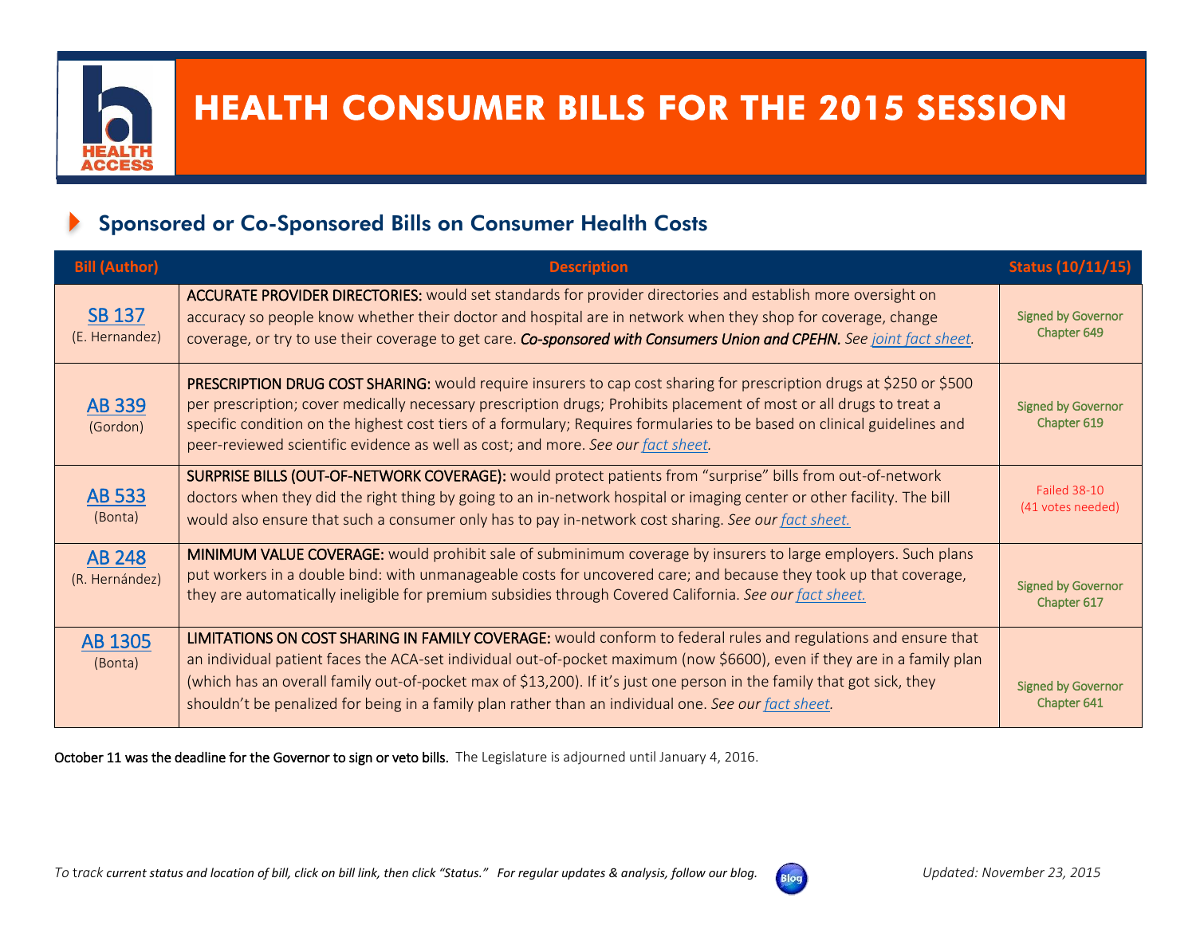# HEALTH CONSUMER BILLS FOR THE 2015 SESSION

## Sponsored or Co-Sponsored Bills on Consumer Health Costs

| Bill (Author) | Description | Status (10/11/15) |
|---|---|---|
| SB 137 (E. Hernandez) | **ACCURATE PROVIDER DIRECTORIES:** would set standards for provider directories and establish more oversight on accuracy so people know whether their doctor and hospital are in network when they shop for coverage, change coverage, or try to use their coverage to get care. ***Co-sponsored with Consumers Union and CPEHN.*** *See joint fact sheet.* | Signed by Governor Chapter 649 |
| AB 339 (Gordon) | **PRESCRIPTION DRUG COST SHARING:** would require insurers to cap cost sharing for prescription drugs at $250 or $500 per prescription; cover medically necessary prescription drugs; Prohibits placement of most or all drugs to treat a specific condition on the highest cost tiers of a formulary; Requires formularies to be based on clinical guidelines and peer-reviewed scientific evidence as well as cost; and more. *See our fact sheet.* | Signed by Governor Chapter 619 |
| AB 533 (Bonta) | **SURPRISE BILLS (OUT-OF-NETWORK COVERAGE):** would protect patients from "surprise" bills from out-of-network doctors when they did the right thing by going to an in-network hospital or imaging center or other facility. The bill would also ensure that such a consumer only has to pay in-network cost sharing. *See our fact sheet.* | Failed 38-10 (41 votes needed) |
| AB 248 (R. Hernández) | **MINIMUM VALUE COVERAGE:** would prohibit sale of subminimum coverage by insurers to large employers. Such plans put workers in a double bind: with unmanageable costs for uncovered care; and because they took up that coverage, they are automatically ineligible for premium subsidies through Covered California. *See our fact sheet.* | Signed by Governor Chapter 617 |
| AB 1305 (Bonta) | **LIMITATIONS ON COST SHARING IN FAMILY COVERAGE:** would conform to federal rules and regulations and ensure that an individual patient faces the ACA-set individual out-of-pocket maximum (now $6600), even if they are in a family plan (which has an overall family out-of-pocket max of $13,200). If it's just one person in the family that got sick, they shouldn't be penalized for being in a family plan rather than an individual one. *See our fact sheet.* | Signed by Governor Chapter 641 |

**October 11 was the deadline for the Governor to sign or veto bills.** The Legislature is adjourned until January 4, 2016.

*To track current status and location of bill, click on bill link, then click "Status." For regular updates & analysis, follow our blog.*

*Updated: November 23, 2015*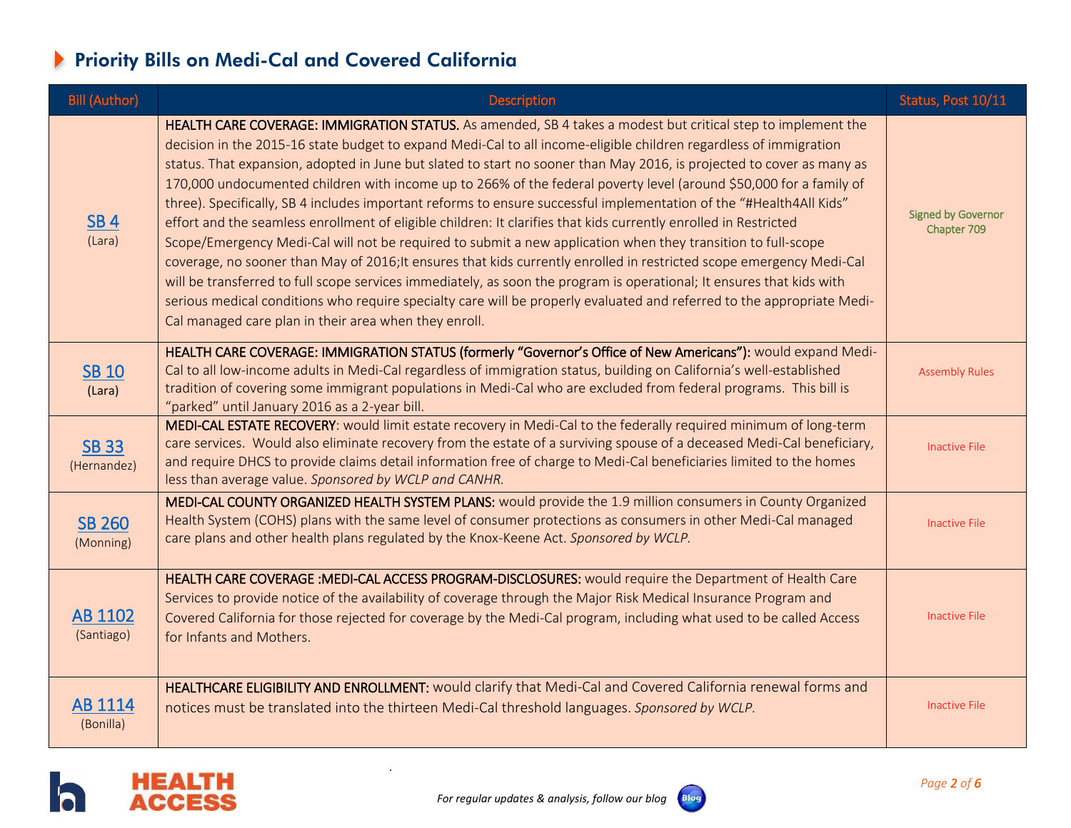## Priority Bills on Medi-Cal and Covered California

| Bill (Author) | Description | Status, Post 10/11 |
|---|---|---|
| SB 4 (Lara) | **HEALTH CARE COVERAGE: IMMIGRATION STATUS.** As amended, SB 4 takes a modest but critical step to implement the decision in the 2015-16 state budget to expand Medi-Cal to all income-eligible children regardless of immigration status. That expansion, adopted in June but slated to start no sooner than May 2016, is projected to cover as many as 170,000 undocumented children with income up to 266% of the federal poverty level (around $50,000 for a family of three). Specifically, SB 4 includes important reforms to ensure successful implementation of the "#Health4All Kids" effort and the seamless enrollment of eligible children: It clarifies that kids currently enrolled in Restricted Scope/Emergency Medi-Cal will not be required to submit a new application when they transition to full-scope coverage, no sooner than May of 2016;It ensures that kids currently enrolled in restricted scope emergency Medi-Cal will be transferred to full scope services immediately, as soon the program is operational; It ensures that kids with serious medical conditions who require specialty care will be properly evaluated and referred to the appropriate Medi-Cal managed care plan in their area when they enroll. | Signed by Governor Chapter 709 |
| SB 10 (Lara) | **HEALTH CARE COVERAGE: IMMIGRATION STATUS (formerly "Governor's Office of New Americans"):** would expand Medi-Cal to all low-income adults in Medi-Cal regardless of immigration status, building on California's well-established tradition of covering some immigrant populations in Medi-Cal who are excluded from federal programs. This bill is "parked" until January 2016 as a 2-year bill. | Assembly Rules |
| SB 33 (Hernandez) | **MEDI-CAL ESTATE RECOVERY**: would limit estate recovery in Medi-Cal to the federally required minimum of long-term care services. Would also eliminate recovery from the estate of a surviving spouse of a deceased Medi-Cal beneficiary, and require DHCS to provide claims detail information free of charge to Medi-Cal beneficiaries limited to the homes less than average value. *Sponsored by WCLP and CANHR.* | Inactive File |
| SB 260 (Monning) | **MEDI-CAL COUNTY ORGANIZED HEALTH SYSTEM PLANS:** would provide the 1.9 million consumers in County Organized Health System (COHS) plans with the same level of consumer protections as consumers in other Medi-Cal managed care plans and other health plans regulated by the Knox-Keene Act. *Sponsored by WCLP.* | Inactive File |
| AB 1102 (Santiago) | **HEALTH CARE COVERAGE :MEDI-CAL ACCESS PROGRAM-DISCLOSURES:** would require the Department of Health Care Services to provide notice of the availability of coverage through the Major Risk Medical Insurance Program and Covered California for those rejected for coverage by the Medi-Cal program, including what used to be called Access for Infants and Mothers. | Inactive File |
| AB 1114 (Bonilla) | **HEALTHCARE ELIGIBILITY AND ENROLLMENT:** would clarify that Medi-Cal and Covered California renewal forms and notices must be translated into the thirteen Medi-Cal threshold languages. *Sponsored by WCLP.* | Inactive File |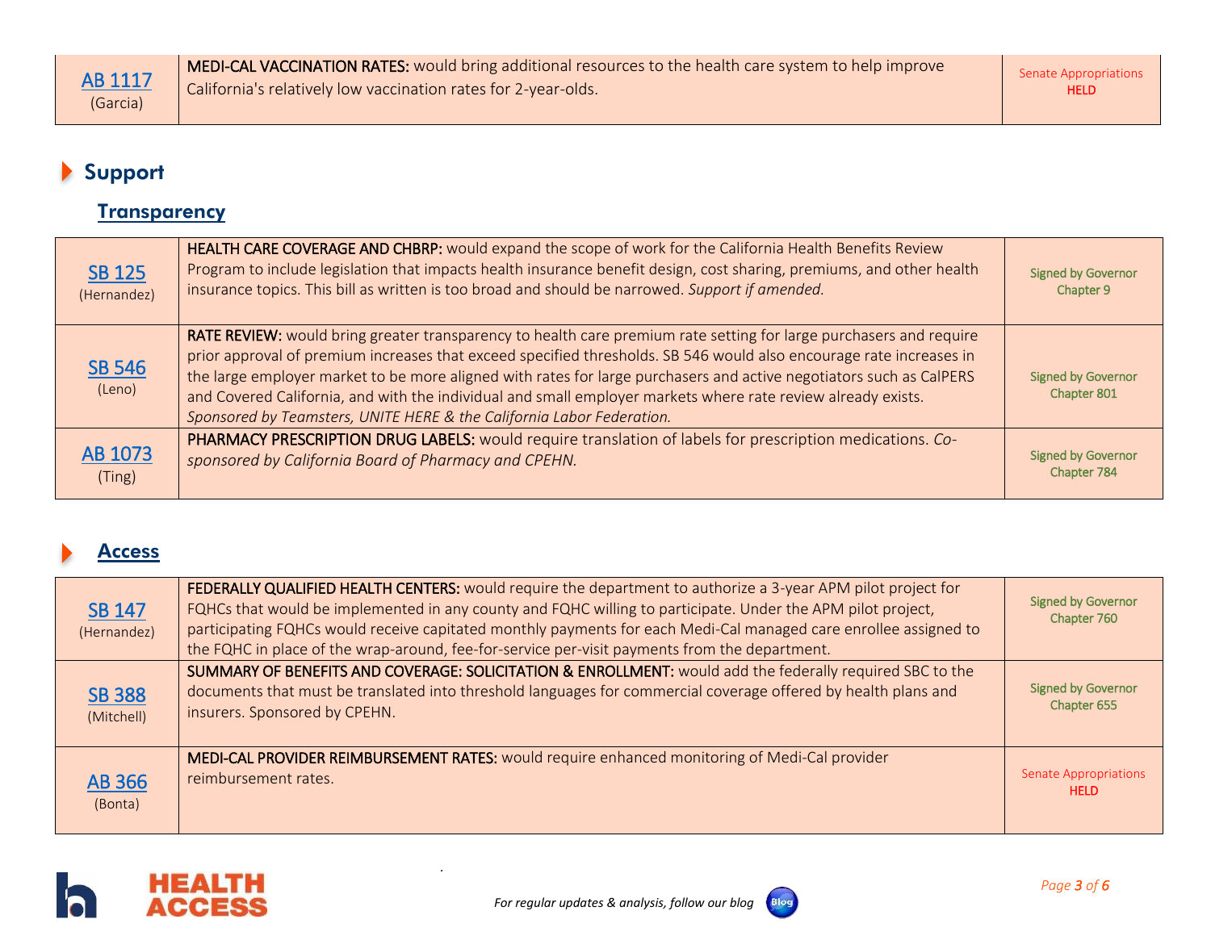| | | |
|---|---|---|
| AB 1117 (Garcia) | **MEDI-CAL VACCINATION RATES:** would bring additional resources to the health care system to help improve California's relatively low vaccination rates for 2-year-olds. | Senate Appropriations **HELD** |

## Support

### Transparency

| | | |
|---|---|---|
| SB 125 (Hernandez) | **HEALTH CARE COVERAGE AND CHBRP:** would expand the scope of work for the California Health Benefits Review Program to include legislation that impacts health insurance benefit design, cost sharing, premiums, and other health insurance topics. This bill as written is too broad and should be narrowed. *Support if amended.* | Signed by Governor Chapter 9 |
| SB 546 (Leno) | **RATE REVIEW:** would bring greater transparency to health care premium rate setting for large purchasers and require prior approval of premium increases that exceed specified thresholds. SB 546 would also encourage rate increases in the large employer market to be more aligned with rates for large purchasers and active negotiators such as CalPERS and Covered California, and with the individual and small employer markets where rate review already exists. *Sponsored by Teamsters, UNITE HERE & the California Labor Federation.* | Signed by Governor Chapter 801 |
| AB 1073 (Ting) | **PHARMACY PRESCRIPTION DRUG LABELS:** would require translation of labels for prescription medications. *Co-sponsored by California Board of Pharmacy and CPEHN.* | Signed by Governor Chapter 784 |

### Access

| | | |
|---|---|---|
| SB 147 (Hernandez) | **FEDERALLY QUALIFIED HEALTH CENTERS:** would require the department to authorize a 3-year APM pilot project for FQHCs that would be implemented in any county and FQHC willing to participate. Under the APM pilot project, participating FQHCs would receive capitated monthly payments for each Medi-Cal managed care enrollee assigned to the FQHC in place of the wrap-around, fee-for-service per-visit payments from the department. | Signed by Governor Chapter 760 |
| SB 388 (Mitchell) | **SUMMARY OF BENEFITS AND COVERAGE: SOLICITATION & ENROLLMENT:** would add the federally required SBC to the documents that must be translated into threshold languages for commercial coverage offered by health plans and insurers. Sponsored by CPEHN. | Signed by Governor Chapter 655 |
| AB 366 (Bonta) | **MEDI-CAL PROVIDER REIMBURSEMENT RATES:** would require enhanced monitoring of Medi-Cal provider reimbursement rates. | Senate Appropriations **HELD** |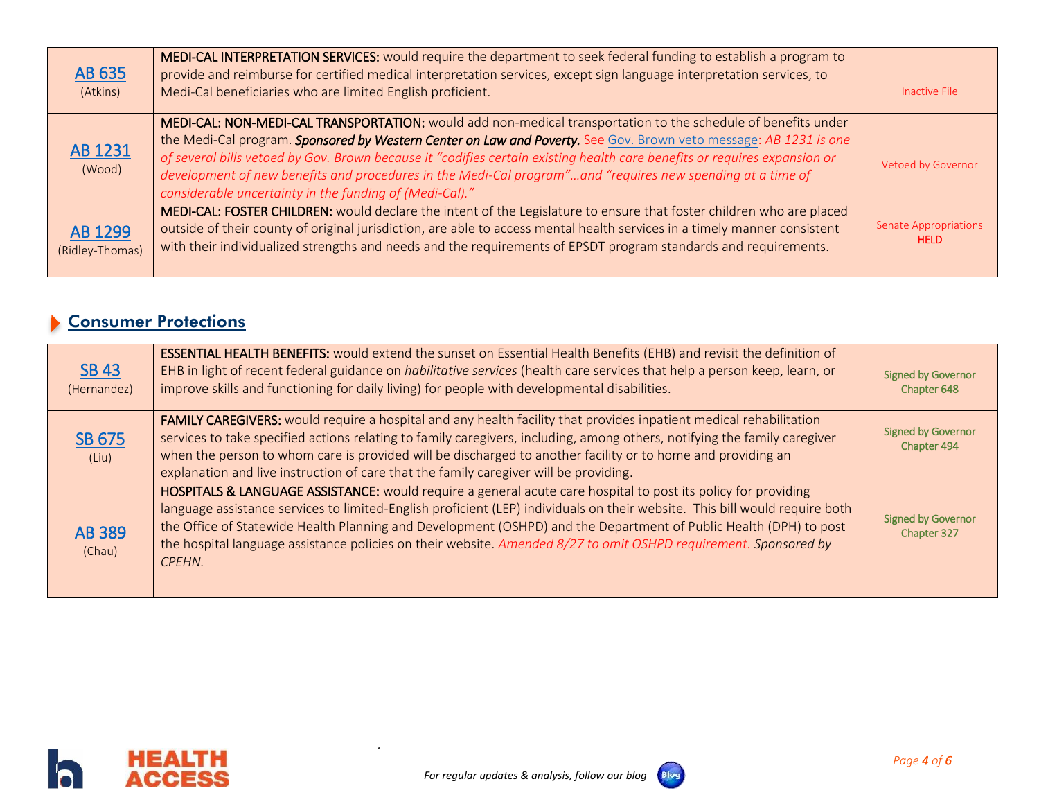| | | |
|---|---|---|
| AB 635 (Atkins) | **MEDI-CAL INTERPRETATION SERVICES:** would require the department to seek federal funding to establish a program to provide and reimburse for certified medical interpretation services, except sign language interpretation services, to Medi-Cal beneficiaries who are limited English proficient. | Inactive File |
| AB 1231 (Wood) | **MEDI-CAL: NON-MEDI-CAL TRANSPORTATION:** would add non-medical transportation to the schedule of benefits under the Medi-Cal program. ***Sponsored by Western Center on Law and Poverty.*** See Gov. Brown veto message: *AB 1231 is one of several bills vetoed by Gov. Brown because it "codifies certain existing health care benefits or requires expansion or development of new benefits and procedures in the Medi-Cal program"…and "requires new spending at a time of considerable uncertainty in the funding of (Medi-Cal)."* | Vetoed by Governor |
| AB 1299 (Ridley-Thomas) | **MEDI-CAL: FOSTER CHILDREN:** would declare the intent of the Legislature to ensure that foster children who are placed outside of their county of original jurisdiction, are able to access mental health services in a timely manner consistent with their individualized strengths and needs and the requirements of EPSDT program standards and requirements. | Senate Appropriations **HELD** |

## Consumer Protections

| | | |
|---|---|---|
| SB 43 (Hernandez) | **ESSENTIAL HEALTH BENEFITS:** would extend the sunset on Essential Health Benefits (EHB) and revisit the definition of EHB in light of recent federal guidance on *habilitative services* (health care services that help a person keep, learn, or improve skills and functioning for daily living) for people with developmental disabilities. | Signed by Governor Chapter 648 |
| SB 675 (Liu) | **FAMILY CAREGIVERS:** would require a hospital and any health facility that provides inpatient medical rehabilitation services to take specified actions relating to family caregivers, including, among others, notifying the family caregiver when the person to whom care is provided will be discharged to another facility or to home and providing an explanation and live instruction of care that the family caregiver will be providing. | Signed by Governor Chapter 494 |
| AB 389 (Chau) | **HOSPITALS & LANGUAGE ASSISTANCE:** would require a general acute care hospital to post its policy for providing language assistance services to limited-English proficient (LEP) individuals on their website. This bill would require both the Office of Statewide Health Planning and Development (OSHPD) and the Department of Public Health (DPH) to post the hospital language assistance policies on their website. *Amended 8/27 to omit OSHPD requirement. Sponsored by CPEHN.* | Signed by Governor Chapter 327 |

*For regular updates & analysis, follow our blog*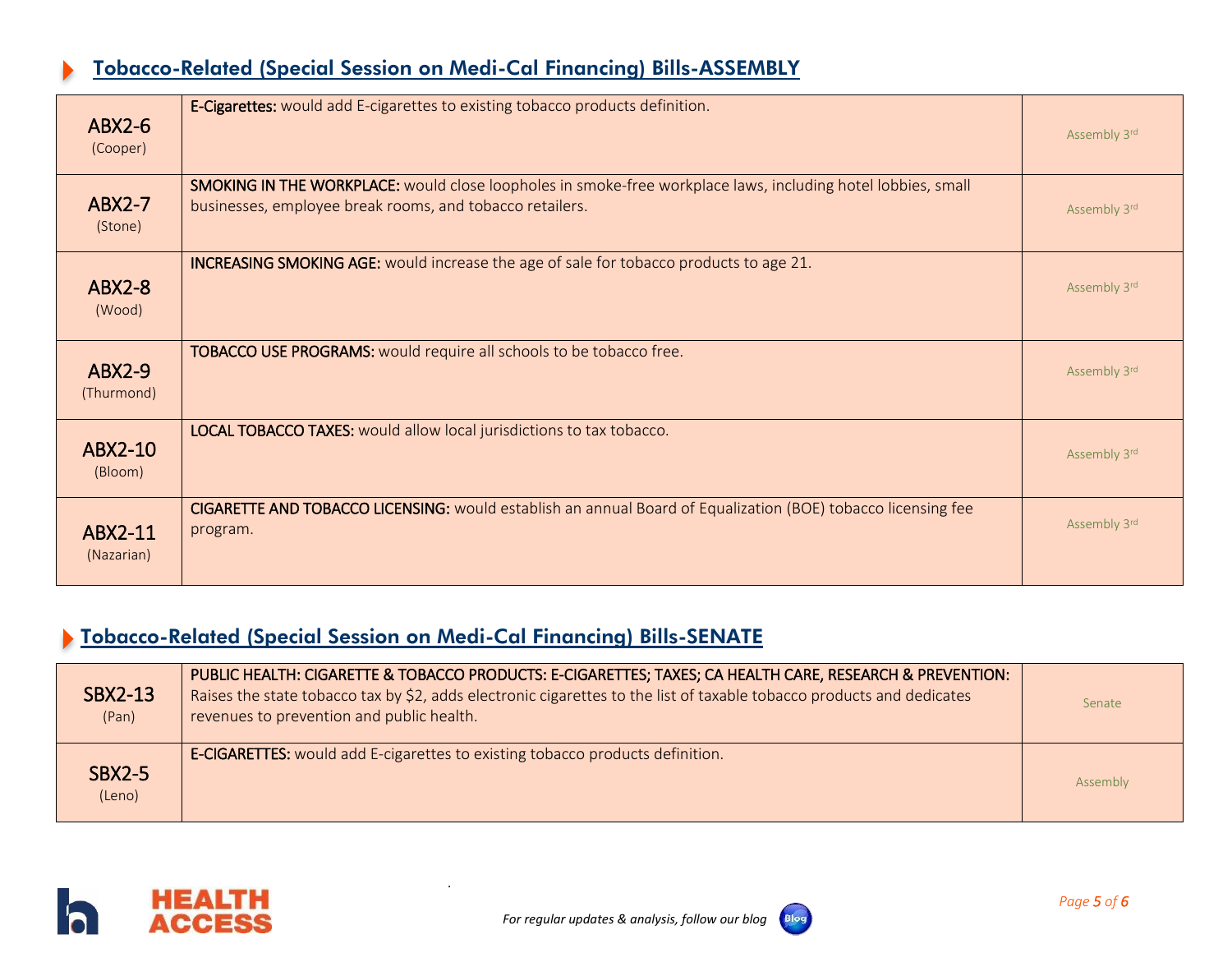## Tobacco-Related (Special Session on Medi-Cal Financing) Bills-ASSEMBLY

| Bill | Description | Status |
|---|---|---|
| ABX2-6 (Cooper) | **E-Cigarettes:** would add E-cigarettes to existing tobacco products definition. | Assembly 3rd |
| ABX2-7 (Stone) | **SMOKING IN THE WORKPLACE:** would close loopholes in smoke-free workplace laws, including hotel lobbies, small businesses, employee break rooms, and tobacco retailers. | Assembly 3rd |
| ABX2-8 (Wood) | **INCREASING SMOKING AGE:** would increase the age of sale for tobacco products to age 21. | Assembly 3rd |
| ABX2-9 (Thurmond) | **TOBACCO USE PROGRAMS:** would require all schools to be tobacco free. | Assembly 3rd |
| ABX2-10 (Bloom) | **LOCAL TOBACCO TAXES:** would allow local jurisdictions to tax tobacco. | Assembly 3rd |
| ABX2-11 (Nazarian) | **CIGARETTE AND TOBACCO LICENSING:** would establish an annual Board of Equalization (BOE) tobacco licensing fee program. | Assembly 3rd |

## Tobacco-Related (Special Session on Medi-Cal Financing) Bills-SENATE

| Bill | Description | Status |
|---|---|---|
| SBX2-13 (Pan) | PUBLIC HEALTH: CIGARETTE & TOBACCO PRODUCTS: E-CIGARETTES; TAXES; CA HEALTH CARE, RESEARCH & PREVENTION: Raises the state tobacco tax by $2, adds electronic cigarettes to the list of taxable tobacco products and dedicates revenues to prevention and public health. | Senate |
| SBX2-5 (Leno) | **E-CIGARETTES:** would add E-cigarettes to existing tobacco products definition. | Assembly |

*For regular updates & analysis, follow our blog*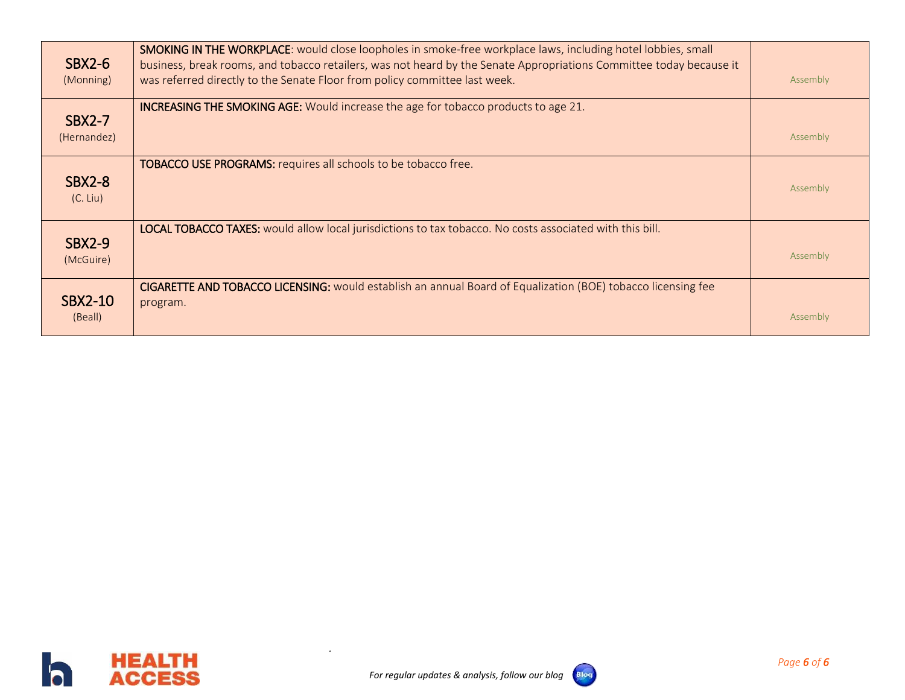| | | |
|---|---|---|
| **SBX2-6** (Monning) | **SMOKING IN THE WORKPLACE**: would close loopholes in smoke-free workplace laws, including hotel lobbies, small business, break rooms, and tobacco retailers, was not heard by the Senate Appropriations Committee today because it was referred directly to the Senate Floor from policy committee last week. | Assembly |
| **SBX2-7** (Hernandez) | **INCREASING THE SMOKING AGE:** Would increase the age for tobacco products to age 21. | Assembly |
| **SBX2-8** (C. Liu) | **TOBACCO USE PROGRAMS:** requires all schools to be tobacco free. | Assembly |
| **SBX2-9** (McGuire) | **LOCAL TOBACCO TAXES:** would allow local jurisdictions to tax tobacco. No costs associated with this bill. | Assembly |
| **SBX2-10** (Beall) | **CIGARETTE AND TOBACCO LICENSING:** would establish an annual Board of Equalization (BOE) tobacco licensing fee program. | Assembly |

*For regular updates & analysis, follow our blog*